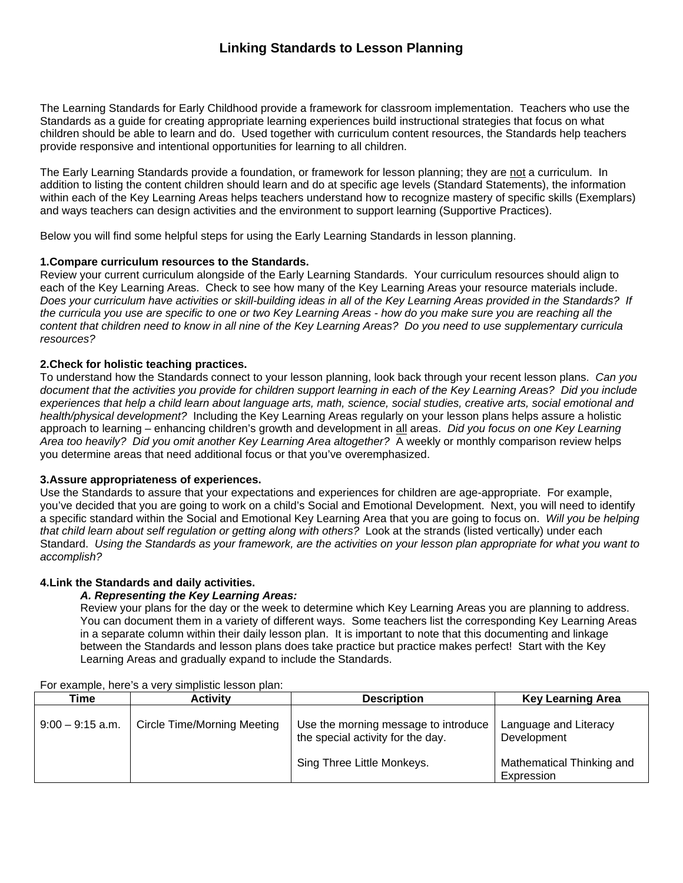# Linking Standards to Lesson Planning

The Learning Standards for Early Childhood provide a framework for classroom implementation. Teachers who use the Standards as a guide for creating appropriate learning experiences build instructional strategies that focus on what children should be able to learn and do. Used together with curriculum content resources, the Standards help teachers provide responsive and intentional opportunities for learning to all children.

The Early Learning Standards provide a foundation, or framework for lesson planning; they are <u>not</u> a curriculum. In addition to listing the content children should learn and do at specific age levels (Standard Statements), the information within each of the Key Learning Areas helps teachers understand how to recognize mastery of specific skills (Exemplars) and ways teachers can design activities and the environment to support learning (Supportive Practices).

Below you will find some helpful steps for using the Early Learning Standards in lesson planning.

**1.Compare curriculum resources to the Standards.**
Review your current curriculum alongside of the Early Learning Standards. Your curriculum resources should align to each of the Key Learning Areas. Check to see how many of the Key Learning Areas your resource materials include. *Does your curriculum have activities or skill-building ideas in all of the Key Learning Areas provided in the Standards? If the curricula you use are specific to one or two Key Learning Areas - how do you make sure you are reaching all the content that children need to know in all nine of the Key Learning Areas? Do you need to use supplementary curricula resources?*

**2.Check for holistic teaching practices.**
To understand how the Standards connect to your lesson planning, look back through your recent lesson plans. *Can you document that the activities you provide for children support learning in each of the Key Learning Areas? Did you include experiences that help a child learn about language arts, math, science, social studies, creative arts, social emotional and health/physical development?* Including the Key Learning Areas regularly on your lesson plans helps assure a holistic approach to learning – enhancing children's growth and development in <u>all</u> areas. *Did you focus on one Key Learning Area too heavily? Did you omit another Key Learning Area altogether?* A weekly or monthly comparison review helps you determine areas that need additional focus or that you've overemphasized.

**3.Assure appropriateness of experiences.**
Use the Standards to assure that your expectations and experiences for children are age-appropriate. For example, you've decided that you are going to work on a child's Social and Emotional Development. Next, you will need to identify a specific standard within the Social and Emotional Key Learning Area that you are going to focus on. *Will you be helping that child learn about self regulation or getting along with others?* Look at the strands (listed vertically) under each Standard. *Using the Standards as your framework, are the activities on your lesson plan appropriate for what you want to accomplish?*

**4.Link the Standards and daily activities.**

***A. Representing the Key Learning Areas:***
Review your plans for the day or the week to determine which Key Learning Areas you are planning to address. You can document them in a variety of different ways. Some teachers list the corresponding Key Learning Areas in a separate column within their daily lesson plan. It is important to note that this documenting and linkage between the Standards and lesson plans does take practice but practice makes perfect! Start with the Key Learning Areas and gradually expand to include the Standards.

For example, here's a very simplistic lesson plan:

| Time | Activity | Description | Key Learning Area |
|---|---|---|---|
| 9:00 – 9:15 a.m. | Circle Time/Morning Meeting | Use the morning message to introduce the special activity for the day.<br><br>Sing Three Little Monkeys. | Language and Literacy Development<br><br>Mathematical Thinking and Expression |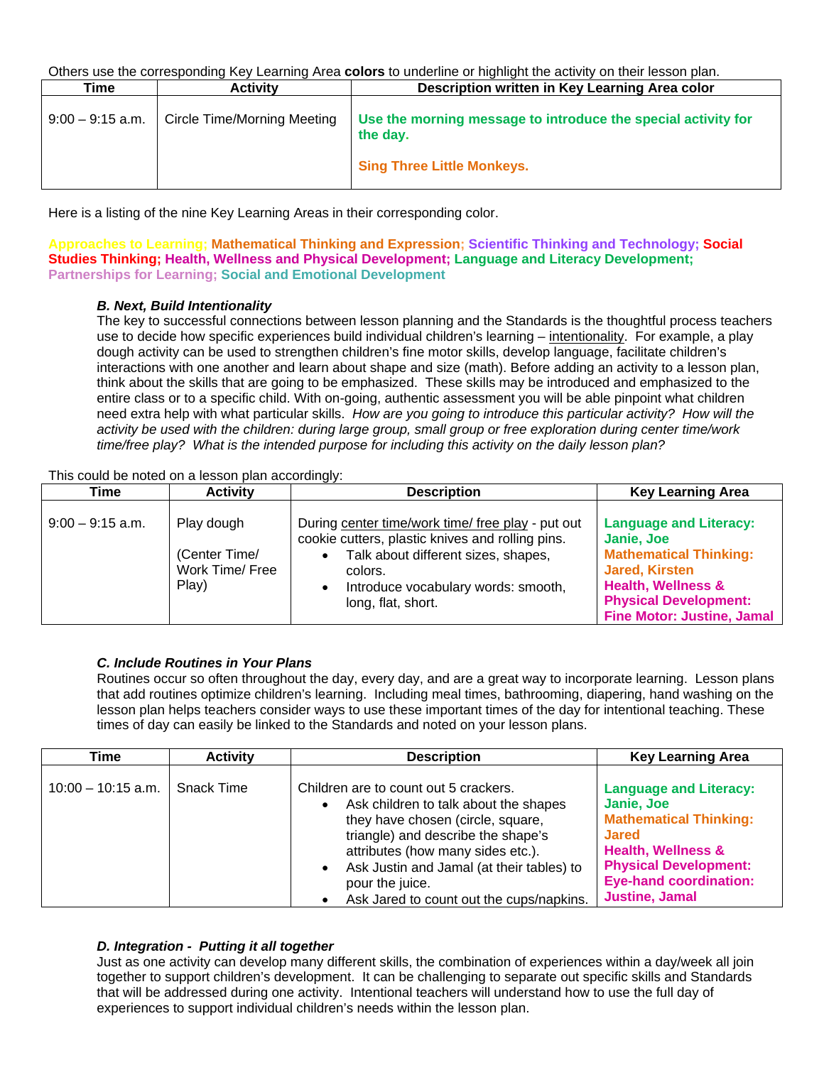Others use the corresponding Key Learning Area **colors** to underline or highlight the activity on their lesson plan.

| Time | Activity | Description written in Key Learning Area color |
|---|---|---|
| 9:00 – 9:15 a.m. | Circle Time/Morning Meeting | **Use the morning message to introduce the special activity for the day.**<br><br>**Sing Three Little Monkeys.** |

Here is a listing of the nine Key Learning Areas in their corresponding color.

**Approaches to Learning; Mathematical Thinking and Expression; Scientific Thinking and Technology; Social Studies Thinking; Health, Wellness and Physical Development; Language and Literacy Development; Partnerships for Learning; Social and Emotional Development**

### *B. Next, Build Intentionality*

The key to successful connections between lesson planning and the Standards is the thoughtful process teachers use to decide how specific experiences build individual children's learning – intentionality. For example, a play dough activity can be used to strengthen children's fine motor skills, develop language, facilitate children's interactions with one another and learn about shape and size (math). Before adding an activity to a lesson plan, think about the skills that are going to be emphasized. These skills may be introduced and emphasized to the entire class or to a specific child. With on-going, authentic assessment you will be able pinpoint what children need extra help with what particular skills. *How are you going to introduce this particular activity? How will the activity be used with the children: during large group, small group or free exploration during center time/work time/free play? What is the intended purpose for including this activity on the daily lesson plan?*

This could be noted on a lesson plan accordingly:

| Time | Activity | Description | Key Learning Area |
|---|---|---|---|
| 9:00 – 9:15 a.m. | Play dough<br><br>(Center Time/ Work Time/ Free Play) | During center time/work time/ free play - put out cookie cutters, plastic knives and rolling pins.<br>• Talk about different sizes, shapes, colors.<br>• Introduce vocabulary words: smooth, long, flat, short. | **Language and Literacy: Janie, Joe**<br>**Mathematical Thinking: Jared, Kirsten**<br>**Health, Wellness & Physical Development: Fine Motor: Justine, Jamal** |

### *C. Include Routines in Your Plans*

Routines occur so often throughout the day, every day, and are a great way to incorporate learning. Lesson plans that add routines optimize children's learning. Including meal times, bathrooming, diapering, hand washing on the lesson plan helps teachers consider ways to use these important times of the day for intentional teaching. These times of day can easily be linked to the Standards and noted on your lesson plans.

| Time | Activity | Description | Key Learning Area |
|---|---|---|---|
| 10:00 – 10:15 a.m. | Snack Time | Children are to count out 5 crackers.<br>• Ask children to talk about the shapes they have chosen (circle, square, triangle) and describe the shape's attributes (how many sides etc.).<br>• Ask Justin and Jamal (at their tables) to pour the juice.<br>• Ask Jared to count out the cups/napkins. | **Language and Literacy: Janie, Joe**<br>**Mathematical Thinking: Jared**<br>**Health, Wellness & Physical Development: Eye-hand coordination: Justine, Jamal** |

### *D. Integration - Putting it all together*

Just as one activity can develop many different skills, the combination of experiences within a day/week all join together to support children's development. It can be challenging to separate out specific skills and Standards that will be addressed during one activity. Intentional teachers will understand how to use the full day of experiences to support individual children's needs within the lesson plan.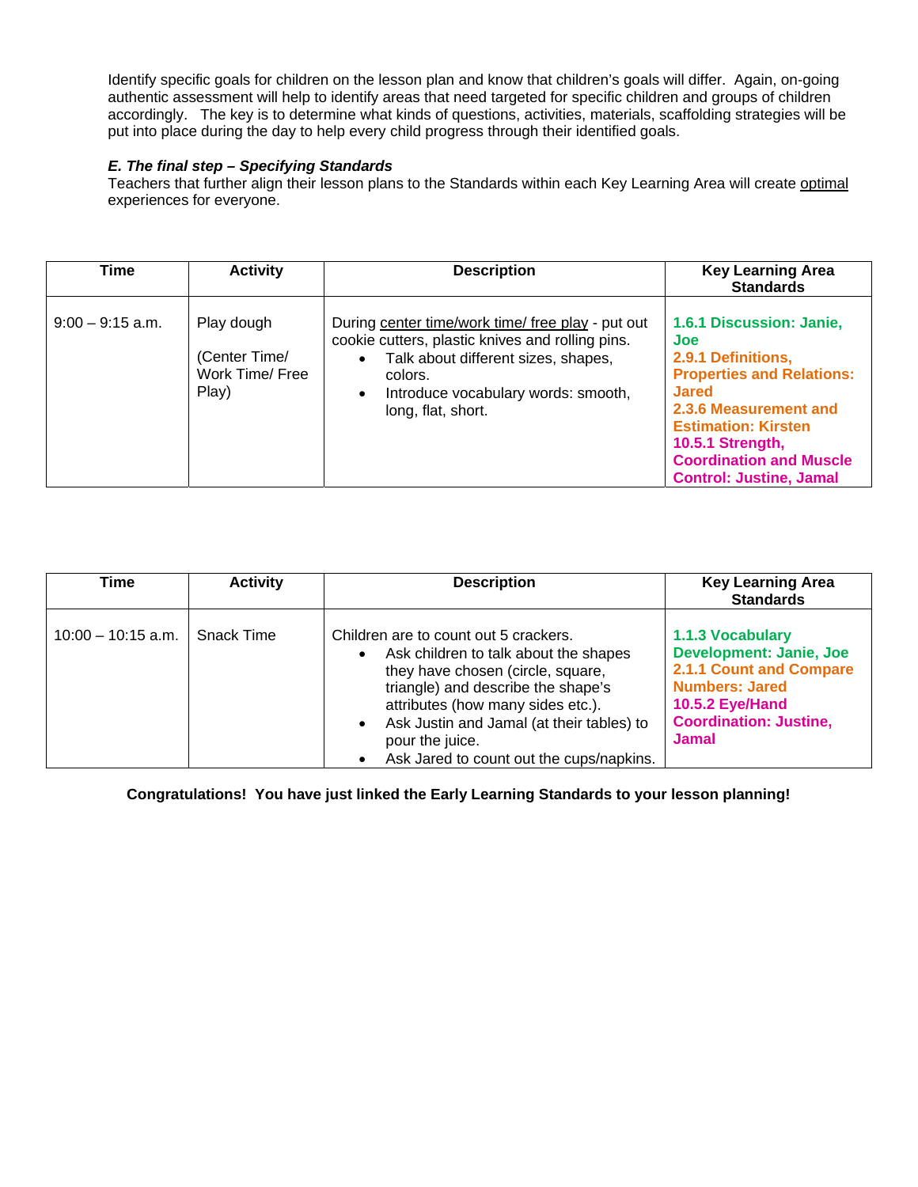Identify specific goals for children on the lesson plan and know that children's goals will differ. Again, on-going authentic assessment will help to identify areas that need targeted for specific children and groups of children accordingly. The key is to determine what kinds of questions, activities, materials, scaffolding strategies will be put into place during the day to help every child progress through their identified goals.

***E. The final step – Specifying Standards***

Teachers that further align their lesson plans to the Standards within each Key Learning Area will create <u>optimal</u> experiences for everyone.

| Time | Activity | Description | Key Learning Area Standards |
|---|---|---|---|
| 9:00 – 9:15 a.m. | Play dough<br><br>(Center Time/ Work Time/ Free Play) | During <u>center time/work time/ free play</u> - put out cookie cutters, plastic knives and rolling pins.<br>• Talk about different sizes, shapes, colors.<br>• Introduce vocabulary words: smooth, long, flat, short. | **1.6.1 Discussion: Janie, Joe**<br>**2.9.1 Definitions, Properties and Relations: Jared**<br>**2.3.6 Measurement and Estimation: Kirsten**<br>**10.5.1 Strength, Coordination and Muscle Control: Justine, Jamal** |

| Time | Activity | Description | Key Learning Area Standards |
|---|---|---|---|
| 10:00 – 10:15 a.m. | Snack Time | Children are to count out 5 crackers.<br>• Ask children to talk about the shapes they have chosen (circle, square, triangle) and describe the shape's attributes (how many sides etc.).<br>• Ask Justin and Jamal (at their tables) to pour the juice.<br>• Ask Jared to count out the cups/napkins. | **1.1.3 Vocabulary Development: Janie, Joe**<br>**2.1.1 Count and Compare Numbers: Jared**<br>**10.5.2 Eye/Hand Coordination: Justine, Jamal** |

**Congratulations! You have just linked the Early Learning Standards to your lesson planning!**